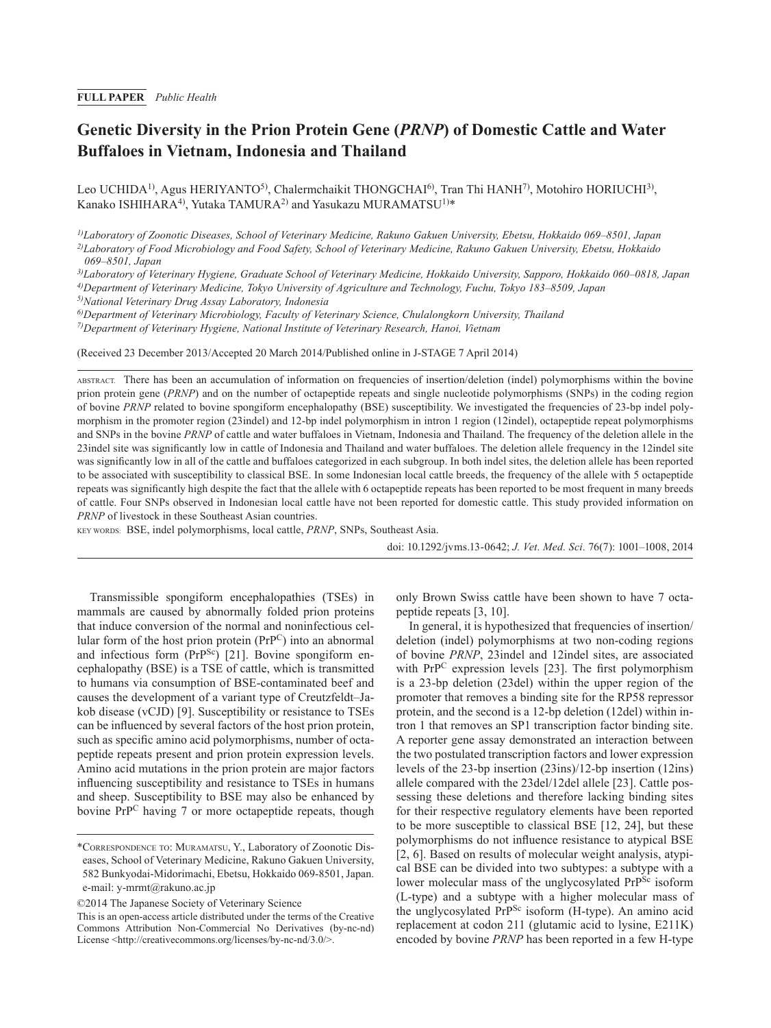**FULL PAPER** *Public Health*

# Genetic Diversity in the Prion Protein Gene (*PRNP*) of Domestic Cattle and Water Buffaloes in Vietnam, Indonesia and Thailand

Leo UCHIDA[1)], Agus HERIYANTO[5)], Chalermchaikit THONGCHAI[6)], Tran Thi HANH[7)], Motohiro HORIUCHI[3)], Kanako ISHIHARA[4)], Yutaka TAMURA[2)] and Yasukazu MURAMATSU[1)]*

[1)] *Laboratory of Zoonotic Diseases, School of Veterinary Medicine, Rakuno Gakuen University, Ebetsu, Hokkaido 069–8501, Japan*
[2)] *Laboratory of Food Microbiology and Food Safety, School of Veterinary Medicine, Rakuno Gakuen University, Ebetsu, Hokkaido 069–8501, Japan*
[3)] *Laboratory of Veterinary Hygiene, Graduate School of Veterinary Medicine, Hokkaido University, Sapporo, Hokkaido 060–0818, Japan*
[4)] *Department of Veterinary Medicine, Tokyo University of Agriculture and Technology, Fuchu, Tokyo 183–8509, Japan*
[5)] *National Veterinary Drug Assay Laboratory, Indonesia*
[6)] *Department of Veterinary Microbiology, Faculty of Veterinary Science, Chulalongkorn University, Thailand*
[7)] *Department of Veterinary Hygiene, National Institute of Veterinary Research, Hanoi, Vietnam*

(Received 23 December 2013/Accepted 20 March 2014/Published online in J-STAGE 7 April 2014)

ABSTRACT. There has been an accumulation of information on frequencies of insertion/deletion (indel) polymorphisms within the bovine prion protein gene (*PRNP*) and on the number of octapeptide repeats and single nucleotide polymorphisms (SNPs) in the coding region of bovine *PRNP* related to bovine spongiform encephalopathy (BSE) susceptibility. We investigated the frequencies of 23-bp indel polymorphism in the promoter region (23indel) and 12-bp indel polymorphism in intron 1 region (12indel), octapeptide repeat polymorphisms and SNPs in the bovine *PRNP* of cattle and water buffaloes in Vietnam, Indonesia and Thailand. The frequency of the deletion allele in the 23indel site was significantly low in cattle of Indonesia and Thailand and water buffaloes. The deletion allele frequency in the 12indel site was significantly low in all of the cattle and buffaloes categorized in each subgroup. In both indel sites, the deletion allele has been reported to be associated with susceptibility to classical BSE. In some Indonesian local cattle breeds, the frequency of the allele with 5 octapeptide repeats was significantly high despite the fact that the allele with 6 octapeptide repeats has been reported to be most frequent in many breeds of cattle. Four SNPs observed in Indonesian local cattle have not been reported for domestic cattle. This study provided information on *PRNP* of livestock in these Southeast Asian countries.

KEY WORDS: BSE, indel polymorphisms, local cattle, *PRNP*, SNPs, Southeast Asia.

doi: 10.1292/jvms.13-0642; *J. Vet. Med. Sci.* 76(7): 1001–1008, 2014

Transmissible spongiform encephalopathies (TSEs) in mammals are caused by abnormally folded prion proteins that induce conversion of the normal and noninfectious cellular form of the host prion protein ($PrP^C$) into an abnormal and infectious form ($PrP^{Sc}$) [21]. Bovine spongiform encephalopathy (BSE) is a TSE of cattle, which is transmitted to humans via consumption of BSE-contaminated beef and causes the development of a variant type of Creutzfeldt–Jakob disease (vCJD) [9]. Susceptibility or resistance to TSEs can be influenced by several factors of the host prion protein, such as specific amino acid polymorphisms, number of octapeptide repeats present and prion protein expression levels. Amino acid mutations in the prion protein are major factors influencing susceptibility and resistance to TSEs in humans and sheep. Susceptibility to BSE may also be enhanced by bovine $PrP^C$ having 7 or more octapeptide repeats, though only Brown Swiss cattle have been shown to have 7 octapeptide repeats [3, 10].

In general, it is hypothesized that frequencies of insertion/deletion (indel) polymorphisms at two non-coding regions of bovine *PRNP*, 23indel and 12indel sites, are associated with $PrP^C$ expression levels [23]. The first polymorphism is a 23-bp deletion (23del) within the upper region of the promoter that removes a binding site for the RP58 repressor protein, and the second is a 12-bp deletion (12del) within intron 1 that removes an SP1 transcription factor binding site. A reporter gene assay demonstrated an interaction between the two postulated transcription factors and lower expression levels of the 23-bp insertion (23ins)/12-bp insertion (12ins) allele compared with the 23del/12del allele [23]. Cattle possessing these deletions and therefore lacking binding sites for their respective regulatory elements have been reported to be more susceptible to classical BSE [12, 24], but these polymorphisms do not influence resistance to atypical BSE [2, 6]. Based on results of molecular weight analysis, atypical BSE can be divided into two subtypes: a subtype with a lower molecular mass of the unglycosylated $PrP^{Sc}$ isoform (L-type) and a subtype with a higher molecular mass of the unglycosylated $PrP^{Sc}$ isoform (H-type). An amino acid replacement at codon 211 (glutamic acid to lysine, E211K) encoded by bovine *PRNP* has been reported in a few H-type

*CORRESPONDENCE TO: MURAMATSU, Y., Laboratory of Zoonotic Diseases, School of Veterinary Medicine, Rakuno Gakuen University, 582 Bunkyodai-Midorimachi, Ebetsu, Hokkaido 069-8501, Japan. e-mail: y-mrmt@rakuno.ac.jp

©2014 The Japanese Society of Veterinary Science

This is an open-access article distributed under the terms of the Creative Commons Attribution Non-Commercial No Derivatives (by-nc-nd) License <http://creativecommons.org/licenses/by-nc-nd/3.0/>.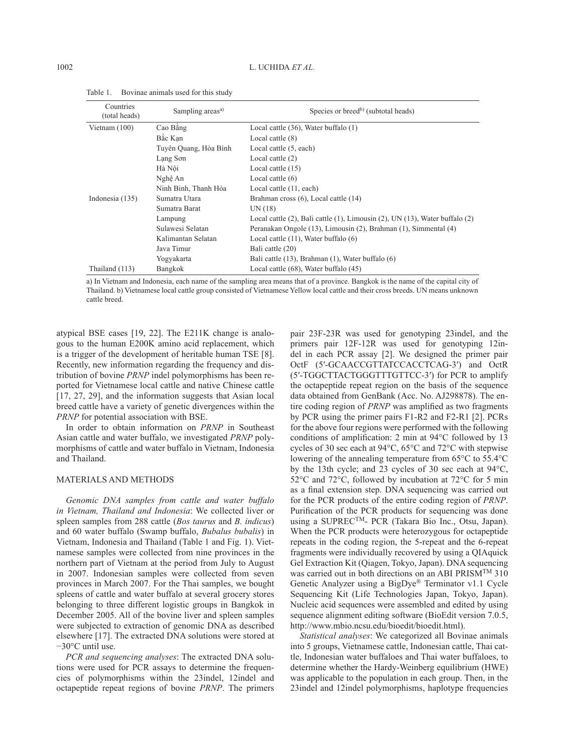Table 1. Bovinae animals used for this study

| Countries (total heads) | Sampling areas[a)] | Species or breed[b)] (subtotal heads) |
|---|---|---|
| Vietnam (100) | Cao Bằng | Local cattle (36), Water buffalo (1) |
| | Bắc Kạn | Local cattle (8) |
| | Tuyên Quang, Hòa Bình | Local cattle (5, each) |
| | Lạng Sơn | Local cattle (2) |
| | Hà Nội | Local cattle (15) |
| | Nghệ An | Local cattle (6) |
| | Ninh Bình, Thanh Hóa | Local cattle (11, each) |
| Indonesia (135) | Sumatra Utara | Brahman cross (6), Local cattle (14) |
| | Sumatra Barat | UN (18) |
| | Lampung | Local cattle (2), Bali cattle (1), Limousin (2), UN (13), Water buffalo (2) |
| | Sulawesi Selatan | Peranakan Ongole (13), Limousin (2), Brahman (1), Simmental (4) |
| | Kalimantan Selatan | Local cattle (11), Water buffalo (6) |
| | Java Timur | Bali cattle (20) |
| | Yogyakarta | Bali cattle (13), Brahman (1), Water buffalo (6) |
| Thailand (113) | Bangkok | Local cattle (68), Water buffalo (45) |

a) In Vietnam and Indonesia, each name of the sampling area means that of a province. Bangkok is the name of the capital city of Thailand. b) Vietnamese local cattle group consisted of Vietnamese Yellow local cattle and their cross breeds. UN means unknown cattle breed.

atypical BSE cases [19, 22]. The E211K change is analogous to the human E200K amino acid replacement, which is a trigger of the development of heritable human TSE [8]. Recently, new information regarding the frequency and distribution of bovine *PRNP* indel polymorphisms has been reported for Vietnamese local cattle and native Chinese cattle [17, 27, 29], and the information suggests that Asian local breed cattle have a variety of genetic divergences within the *PRNP* for potential association with BSE.

In order to obtain information on *PRNP* in Southeast Asian cattle and water buffalo, we investigated *PRNP* polymorphisms of cattle and water buffalo in Vietnam, Indonesia and Thailand.

## MATERIALS AND METHODS

*Genomic DNA samples from cattle and water buffalo in Vietnam, Thailand and Indonesia*: We collected liver or spleen samples from 288 cattle (*Bos taurus* and *B. indicus*) and 60 water buffalo (Swamp buffalo, *Bubalus bubalis*) in Vietnam, Indonesia and Thailand (Table 1 and Fig. 1). Vietnamese samples were collected from nine provinces in the northern part of Vietnam at the period from July to August in 2007. Indonesian samples were collected from seven provinces in March 2007. For the Thai samples, we bought spleens of cattle and water buffalo at several grocery stores belonging to three different logistic groups in Bangkok in December 2005. All of the bovine liver and spleen samples were subjected to extraction of genomic DNA as described elsewhere [17]. The extracted DNA solutions were stored at −30°C until use.

*PCR and sequencing analyses*: The extracted DNA solutions were used for PCR assays to determine the frequencies of polymorphisms within the 23indel, 12indel and octapeptide repeat regions of bovine *PRNP*. The primers pair 23F-23R was used for genotyping 23indel, and the primers pair 12F-12R was used for genotyping 12indel in each PCR assay [2]. We designed the primer pair OctF (5′-GCAACCGTTATCCACCTCAG-3′) and OctR (5′-TGGCTTACTGGGTTTGTTCC-3′) for PCR to amplify the octapeptide repeat region on the basis of the sequence data obtained from GenBank (Acc. No. AJ298878). The entire coding region of *PRNP* was amplified as two fragments by PCR using the primer pairs F1-R2 and F2-R1 [2]. PCRs for the above four regions were performed with the following conditions of amplification: 2 min at 94°C followed by 13 cycles of 30 sec each at 94°C, 65°C and 72°C with stepwise lowering of the annealing temperature from 65°C to 55.4°C by the 13th cycle; and 23 cycles of 30 sec each at 94°C, 52°C and 72°C, followed by incubation at 72°C for 5 min as a final extension step. DNA sequencing was carried out for the PCR products of the entire coding region of *PRNP*. Purification of the PCR products for sequencing was done using a SUPREC™- PCR (Takara Bio Inc., Otsu, Japan). When the PCR products were heterozygous for octapeptide repeats in the coding region, the 5-repeat and the 6-repeat fragments were individually recovered by using a QIAquick Gel Extraction Kit (Qiagen, Tokyo, Japan). DNA sequencing was carried out in both directions on an ABI PRISM™ 310 Genetic Analyzer using a BigDye® Terminator v1.1 Cycle Sequencing Kit (Life Technologies Japan, Tokyo, Japan). Nucleic acid sequences were assembled and edited by using sequence alignment editing software (BioEdit version 7.0.5, http://www.mbio.ncsu.edu/bioedit/bioedit.html).

*Statistical analyses*: We categorized all Bovinae animals into 5 groups, Vietnamese cattle, Indonesian cattle, Thai cattle, Indonesian water buffaloes and Thai water buffaloes, to determine whether the Hardy-Weinberg equilibrium (HWE) was applicable to the population in each group. Then, in the 23indel and 12indel polymorphisms, haplotype frequencies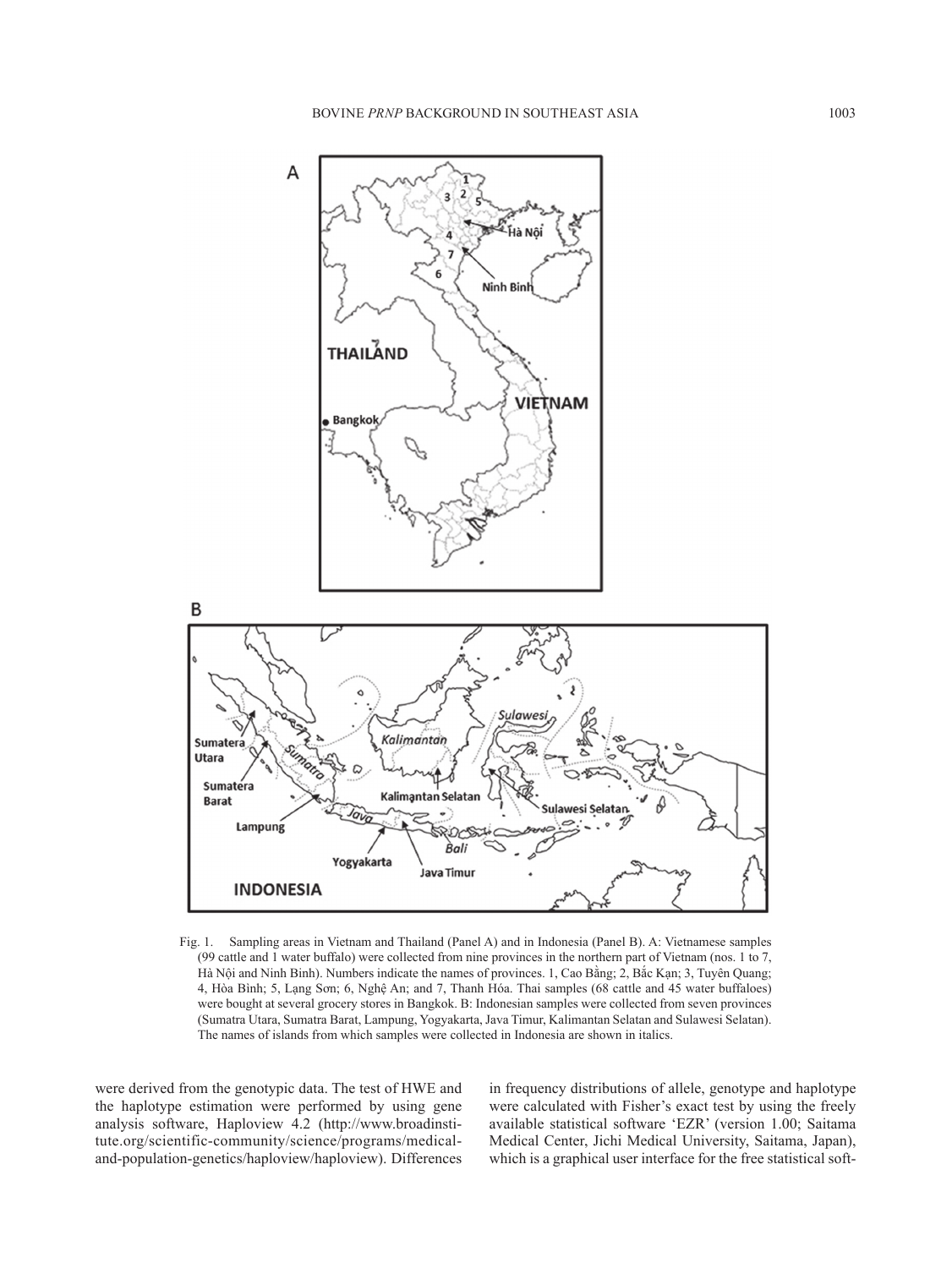Fig. 1. Sampling areas in Vietnam and Thailand (Panel A) and in Indonesia (Panel B). A: Vietnamese samples (99 cattle and 1 water buffalo) were collected from nine provinces in the northern part of Vietnam (nos. 1 to 7, Hà Nội and Ninh Bình). Numbers indicate the names of provinces. 1, Cao Bằng; 2, Bắc Kạn; 3, Tuyên Quang; 4, Hòa Bình; 5, Lạng Sơn; 6, Nghệ An; and 7, Thanh Hóa. Thai samples (68 cattle and 45 water buffaloes) were bought at several grocery stores in Bangkok. B: Indonesian samples were collected from seven provinces (Sumatra Utara, Sumatra Barat, Lampung, Yogyakarta, Java Timur, Kalimantan Selatan and Sulawesi Selatan). The names of islands from which samples were collected in Indonesia are shown in italics.

were derived from the genotypic data. The test of HWE and the haplotype estimation were performed by using gene analysis software, Haploview 4.2 (http://www.broadinstitute.org/scientific-community/science/programs/medical-and-population-genetics/haploview/haploview). Differences in frequency distributions of allele, genotype and haplotype were calculated with Fisher's exact test by using the freely available statistical software 'EZR' (version 1.00; Saitama Medical Center, Jichi Medical University, Saitama, Japan), which is a graphical user interface for the free statistical soft-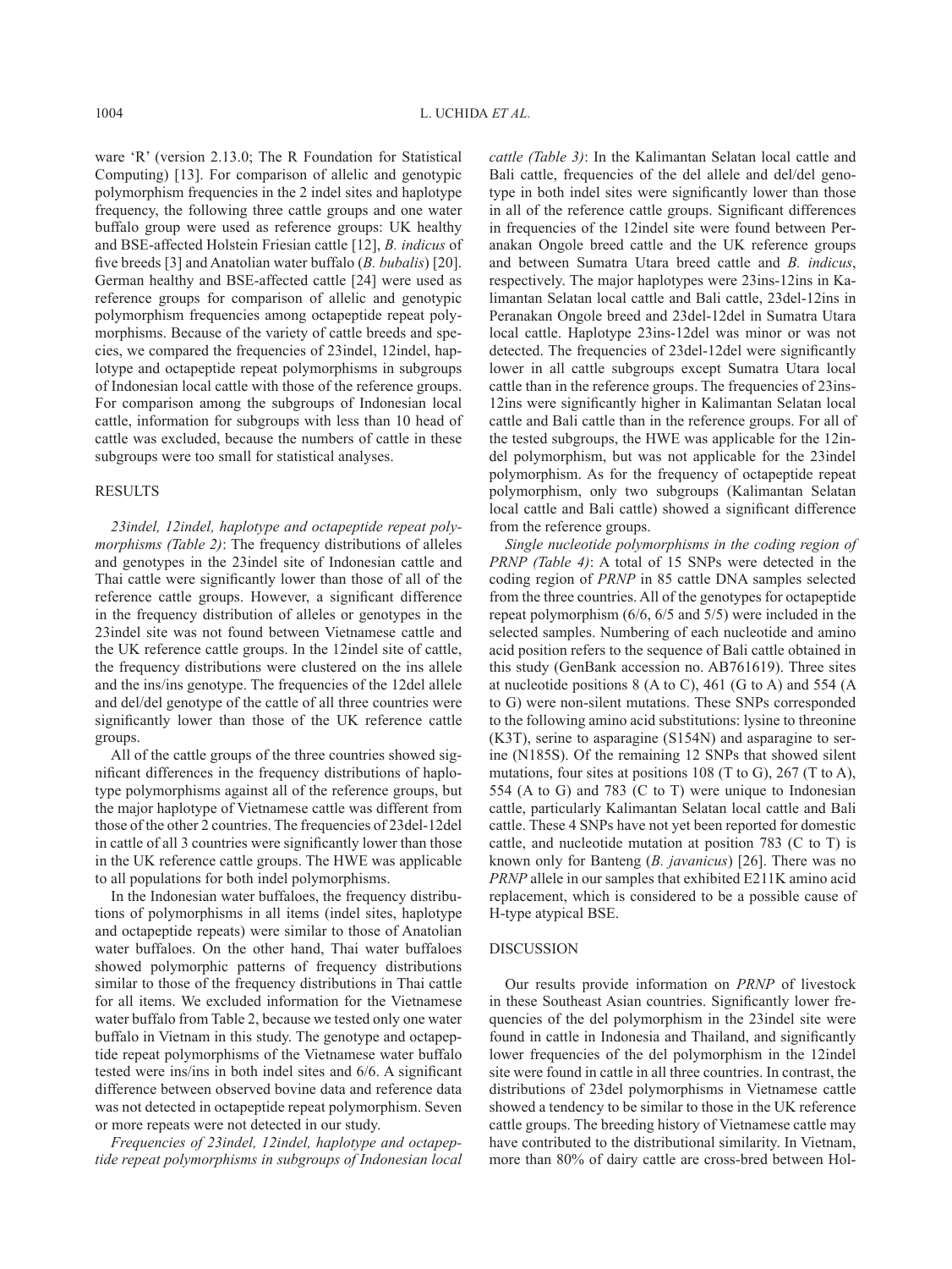ware 'R' (version 2.13.0; The R Foundation for Statistical Computing) [13]. For comparison of allelic and genotypic polymorphism frequencies in the 2 indel sites and haplotype frequency, the following three cattle groups and one water buffalo group were used as reference groups: UK healthy and BSE-affected Holstein Friesian cattle [12], *B. indicus* of five breeds [3] and Anatolian water buffalo (*B. bubalis*) [20]. German healthy and BSE-affected cattle [24] were used as reference groups for comparison of allelic and genotypic polymorphism frequencies among octapeptide repeat polymorphisms. Because of the variety of cattle breeds and species, we compared the frequencies of 23indel, 12indel, haplotype and octapeptide repeat polymorphisms in subgroups of Indonesian local cattle with those of the reference groups. For comparison among the subgroups of Indonesian local cattle, information for subgroups with less than 10 head of cattle was excluded, because the numbers of cattle in these subgroups were too small for statistical analyses.

## RESULTS

*23indel, 12indel, haplotype and octapeptide repeat polymorphisms (Table 2)*: The frequency distributions of alleles and genotypes in the 23indel site of Indonesian cattle and Thai cattle were significantly lower than those of all of the reference cattle groups. However, a significant difference in the frequency distribution of alleles or genotypes in the 23indel site was not found between Vietnamese cattle and the UK reference cattle groups. In the 12indel site of cattle, the frequency distributions were clustered on the ins allele and the ins/ins genotype. The frequencies of the 12del allele and del/del genotype of the cattle of all three countries were significantly lower than those of the UK reference cattle groups.

All of the cattle groups of the three countries showed significant differences in the frequency distributions of haplotype polymorphisms against all of the reference groups, but the major haplotype of Vietnamese cattle was different from those of the other 2 countries. The frequencies of 23del-12del in cattle of all 3 countries were significantly lower than those in the UK reference cattle groups. The HWE was applicable to all populations for both indel polymorphisms.

In the Indonesian water buffaloes, the frequency distributions of polymorphisms in all items (indel sites, haplotype and octapeptide repeats) were similar to those of Anatolian water buffaloes. On the other hand, Thai water buffaloes showed polymorphic patterns of frequency distributions similar to those of the frequency distributions in Thai cattle for all items. We excluded information for the Vietnamese water buffalo from Table 2, because we tested only one water buffalo in Vietnam in this study. The genotype and octapeptide repeat polymorphisms of the Vietnamese water buffalo tested were ins/ins in both indel sites and 6/6. A significant difference between observed bovine data and reference data was not detected in octapeptide repeat polymorphism. Seven or more repeats were not detected in our study.

*Frequencies of 23indel, 12indel, haplotype and octapeptide repeat polymorphisms in subgroups of Indonesian local cattle (Table 3)*: In the Kalimantan Selatan local cattle and Bali cattle, frequencies of the del allele and del/del genotype in both indel sites were significantly lower than those in all of the reference cattle groups. Significant differences in frequencies of the 12indel site were found between Peranakan Ongole breed cattle and the UK reference groups and between Sumatra Utara breed cattle and *B. indicus*, respectively. The major haplotypes were 23ins-12ins in Kalimantan Selatan local cattle and Bali cattle, 23del-12ins in Peranakan Ongole breed and 23del-12del in Sumatra Utara local cattle. Haplotype 23ins-12del was minor or was not detected. The frequencies of 23del-12del were significantly lower in all cattle subgroups except Sumatra Utara local cattle than in the reference groups. The frequencies of 23ins-12ins were significantly higher in Kalimantan Selatan local cattle and Bali cattle than in the reference groups. For all of the tested subgroups, the HWE was applicable for the 12indel polymorphism, but was not applicable for the 23indel polymorphism. As for the frequency of octapeptide repeat polymorphism, only two subgroups (Kalimantan Selatan local cattle and Bali cattle) showed a significant difference from the reference groups.

*Single nucleotide polymorphisms in the coding region of PRNP (Table 4)*: A total of 15 SNPs were detected in the coding region of *PRNP* in 85 cattle DNA samples selected from the three countries. All of the genotypes for octapeptide repeat polymorphism (6/6, 6/5 and 5/5) were included in the selected samples. Numbering of each nucleotide and amino acid position refers to the sequence of Bali cattle obtained in this study (GenBank accession no. AB761619). Three sites at nucleotide positions 8 (A to C), 461 (G to A) and 554 (A to G) were non-silent mutations. These SNPs corresponded to the following amino acid substitutions: lysine to threonine (K3T), serine to asparagine (S154N) and asparagine to serine (N185S). Of the remaining 12 SNPs that showed silent mutations, four sites at positions 108 (T to G), 267 (T to A), 554 (A to G) and 783 (C to T) were unique to Indonesian cattle, particularly Kalimantan Selatan local cattle and Bali cattle. These 4 SNPs have not yet been reported for domestic cattle, and nucleotide mutation at position 783 (C to T) is known only for Banteng (*B. javanicus*) [26]. There was no *PRNP* allele in our samples that exhibited E211K amino acid replacement, which is considered to be a possible cause of H-type atypical BSE.

## DISCUSSION

Our results provide information on *PRNP* of livestock in these Southeast Asian countries. Significantly lower frequencies of the del polymorphism in the 23indel site were found in cattle in Indonesia and Thailand, and significantly lower frequencies of the del polymorphism in the 12indel site were found in cattle in all three countries. In contrast, the distributions of 23del polymorphisms in Vietnamese cattle showed a tendency to be similar to those in the UK reference cattle groups. The breeding history of Vietnamese cattle may have contributed to the distributional similarity. In Vietnam, more than 80% of dairy cattle are cross-bred between Hol-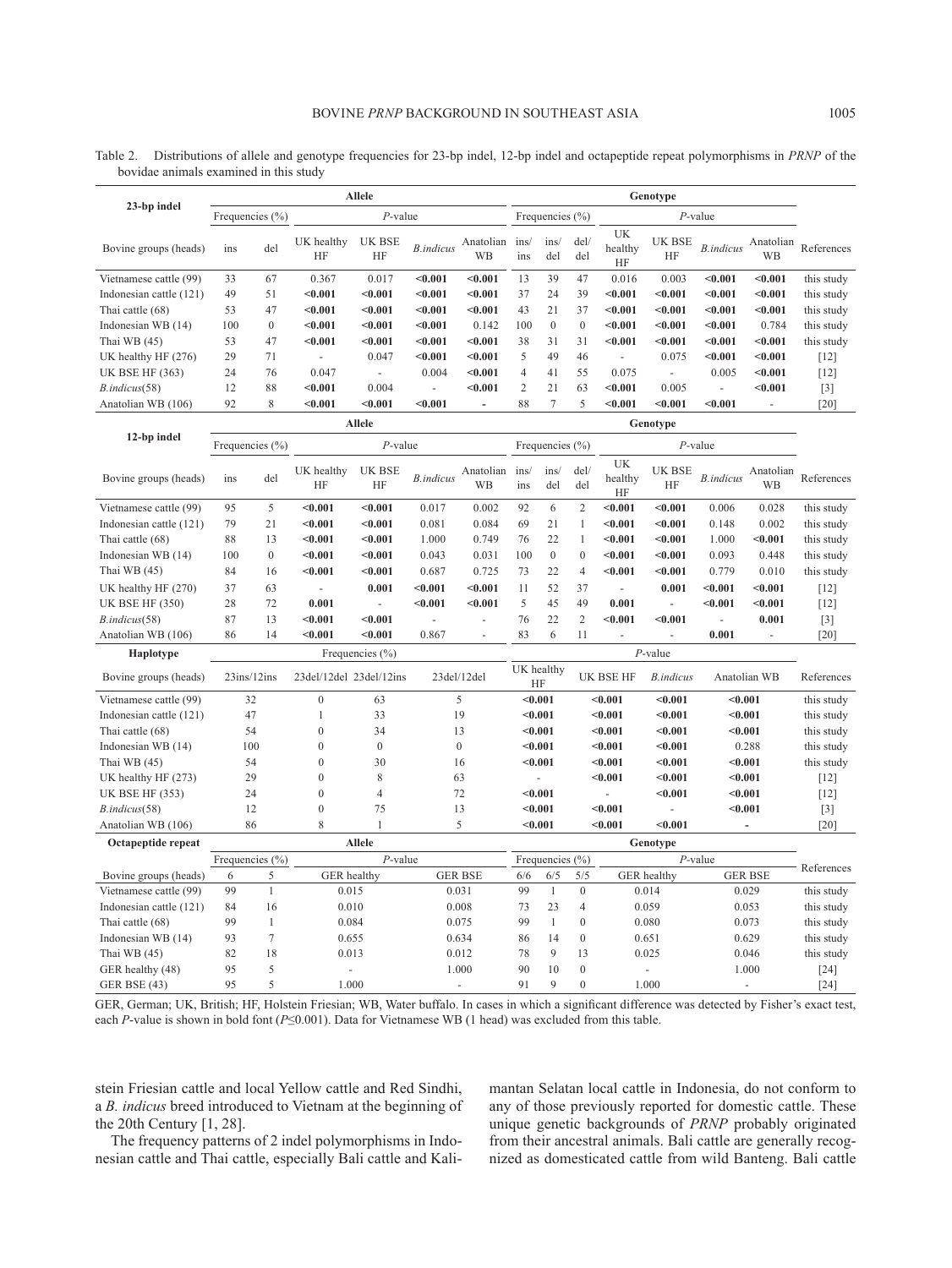Table 2. Distributions of allele and genotype frequencies for 23-bp indel, 12-bp indel and octapeptide repeat polymorphisms in *PRNP* of the bovidae animals examined in this study

| 23-bp indel | Allele | | | | | | Genotype | | | | | | | |
|---|---|---|---|---|---|---|---|---|---|---|---|---|---|---|
| | Frequencies (%) | | *P*-value | | | | Frequencies (%) | | | *P*-value | | | | |
| Bovine groups (heads) | ins | del | UK healthy HF | UK BSE HF | *B.indicus* | Anatolian WB | ins/ins | ins/del | del/del | UK healthy HF | UK BSE HF | *B.indicus* | Anatolian WB | References |
| Vietnamese cattle (99) | 33 | 67 | 0.367 | 0.017 | **<0.001** | **<0.001** | 13 | 39 | 47 | 0.016 | 0.003 | **<0.001** | **<0.001** | this study |
| Indonesian cattle (121) | 49 | 51 | **<0.001** | **<0.001** | **<0.001** | **<0.001** | 37 | 24 | 39 | **<0.001** | **<0.001** | **<0.001** | **<0.001** | this study |
| Thai cattle (68) | 53 | 47 | **<0.001** | **<0.001** | **<0.001** | **<0.001** | 43 | 21 | 37 | **<0.001** | **<0.001** | **<0.001** | **<0.001** | this study |
| Indonesian WB (14) | 100 | 0 | **<0.001** | **<0.001** | **<0.001** | 0.142 | 100 | 0 | 0 | **<0.001** | **<0.001** | **<0.001** | 0.784 | this study |
| Thai WB (45) | 53 | 47 | **<0.001** | **<0.001** | **<0.001** | **<0.001** | 38 | 31 | 31 | **<0.001** | **<0.001** | **<0.001** | **<0.001** | this study |
| UK healthy HF (276) | 29 | 71 | - | 0.047 | **<0.001** | **<0.001** | 5 | 49 | 46 | - | 0.075 | **<0.001** | **<0.001** | [12] |
| UK BSE HF (363) | 24 | 76 | 0.047 | - | 0.004 | **<0.001** | 4 | 41 | 55 | 0.075 | - | 0.005 | **<0.001** | [12] |
| *B.indicus*(58) | 12 | 88 | **<0.001** | 0.004 | - | **<0.001** | 2 | 21 | 63 | **<0.001** | 0.005 | - | **<0.001** | [3] |
| Anatolian WB (106) | 92 | 8 | **<0.001** | **<0.001** | **<0.001** | - | 88 | 7 | 5 | **<0.001** | **<0.001** | **<0.001** | - | [20] |

| 12-bp indel | Allele | | | | | | Genotype | | | | | | | |
|---|---|---|---|---|---|---|---|---|---|---|---|---|---|---|
| | Frequencies (%) | | *P*-value | | | | Frequencies (%) | | | *P*-value | | | | |
| Bovine groups (heads) | ins | del | UK healthy HF | UK BSE HF | *B.indicus* | Anatolian WB | ins/ins | ins/del | del/del | UK healthy HF | UK BSE HF | *B.indicus* | Anatolian WB | References |
| Vietnamese cattle (99) | 95 | 5 | **<0.001** | **<0.001** | 0.017 | 0.002 | 92 | 6 | 2 | **<0.001** | **<0.001** | 0.006 | 0.028 | this study |
| Indonesian cattle (121) | 79 | 21 | **<0.001** | **<0.001** | 0.081 | 0.084 | 69 | 21 | 1 | **<0.001** | **<0.001** | 0.148 | 0.002 | this study |
| Thai cattle (68) | 88 | 13 | **<0.001** | **<0.001** | 1.000 | 0.749 | 76 | 22 | 1 | **<0.001** | **<0.001** | 1.000 | **<0.001** | this study |
| Indonesian WB (14) | 100 | 0 | **<0.001** | **<0.001** | 0.043 | 0.031 | 100 | 0 | 0 | **<0.001** | **<0.001** | 0.093 | 0.448 | this study |
| Thai WB (45) | 84 | 16 | **<0.001** | **<0.001** | 0.687 | 0.725 | 73 | 22 | 4 | **<0.001** | **<0.001** | 0.779 | 0.010 | this study |
| UK healthy HF (270) | 37 | 63 | - | 0.001 | **<0.001** | **<0.001** | 11 | 52 | 37 | - | 0.001 | **<0.001** | **<0.001** | [12] |
| UK BSE HF (350) | 28 | 72 | **0.001** | - | **<0.001** | **<0.001** | 5 | 45 | 49 | **0.001** | - | **<0.001** | **<0.001** | [12] |
| *B.indicus*(58) | 87 | 13 | **<0.001** | **<0.001** | - | - | 76 | 22 | 2 | **<0.001** | **<0.001** | - | **0.001** | [3] |
| Anatolian WB (106) | 86 | 14 | **<0.001** | **<0.001** | 0.867 | - | 83 | 6 | 11 | - | - | **0.001** | - | [20] |

| Haplotype | Frequencies (%) | | | | *P*-value | | | | |
|---|---|---|---|---|---|---|---|---|---|
| Bovine groups (heads) | 23ins/12ins | 23del/12del | 23del/12ins | 23del/12del | UK healthy HF | UK BSE HF | *B.indicus* | Anatolian WB | References |
| Vietnamese cattle (99) | 32 | 0 | 63 | 5 | **<0.001** | **<0.001** | **<0.001** | **<0.001** | this study |
| Indonesian cattle (121) | 47 | 1 | 33 | 19 | **<0.001** | **<0.001** | **<0.001** | **<0.001** | this study |
| Thai cattle (68) | 54 | 0 | 34 | 13 | **<0.001** | **<0.001** | **<0.001** | **<0.001** | this study |
| Indonesian WB (14) | 100 | 0 | 0 | 0 | **<0.001** | **<0.001** | **<0.001** | 0.288 | this study |
| Thai WB (45) | 54 | 0 | 30 | 16 | **<0.001** | **<0.001** | **<0.001** | **<0.001** | this study |
| UK healthy HF (273) | 29 | 0 | 8 | 63 | - | **<0.001** | **<0.001** | **<0.001** | [12] |
| UK BSE HF (353) | 24 | 0 | 4 | 72 | **<0.001** | - | **<0.001** | **<0.001** | [12] |
| *B.indicus*(58) | 12 | 0 | 75 | 13 | **<0.001** | **<0.001** | - | **<0.001** | [3] |
| Anatolian WB (106) | 86 | 8 | 1 | 5 | **<0.001** | **<0.001** | **<0.001** | - | [20] |

| Octapeptide repeat | Allele | | | | Genotype | | | | | |
|---|---|---|---|---|---|---|---|---|---|---|
| | Frequencies (%) | | *P*-value | | Frequencies (%) | | | *P*-value | | |
| Bovine groups (heads) | 6 | 5 | GER healthy | GER BSE | 6/6 | 6/5 | 5/5 | GER healthy | GER BSE | References |
| Vietnamese cattle (99) | 99 | 1 | 0.015 | 0.031 | 99 | 1 | 0 | 0.014 | 0.029 | this study |
| Indonesian cattle (121) | 84 | 16 | 0.010 | 0.008 | 73 | 23 | 4 | 0.059 | 0.053 | this study |
| Thai cattle (68) | 99 | 1 | 0.084 | 0.075 | 99 | 1 | 0 | 0.080 | 0.073 | this study |
| Indonesian WB (14) | 93 | 7 | 0.655 | 0.634 | 86 | 14 | 0 | 0.651 | 0.629 | this study |
| Thai WB (45) | 82 | 18 | 0.013 | 0.012 | 78 | 9 | 13 | 0.025 | 0.046 | this study |
| GER healthy (48) | 95 | 5 | - | 1.000 | 90 | 10 | 0 | - | 1.000 | [24] |
| GER BSE (43) | 95 | 5 | 1.000 | - | 91 | 9 | 0 | 1.000 | - | [24] |

GER, German; UK, British; HF, Holstein Friesian; WB, Water buffalo. In cases in which a significant difference was detected by Fisher's exact test, each *P*-value is shown in bold font ($P \leq 0.001$). Data for Vietnamese WB (1 head) was excluded from this table.

stein Friesian cattle and local Yellow cattle and Red Sindhi, a *B. indicus* breed introduced to Vietnam at the beginning of the 20th Century [1, 28].

The frequency patterns of 2 indel polymorphisms in Indonesian cattle and Thai cattle, especially Bali cattle and Kalimantan Selatan local cattle in Indonesia, do not conform to any of those previously reported for domestic cattle. These unique genetic backgrounds of *PRNP* probably originated from their ancestral animals. Bali cattle are generally recognized as domesticated cattle from wild Banteng. Bali cattle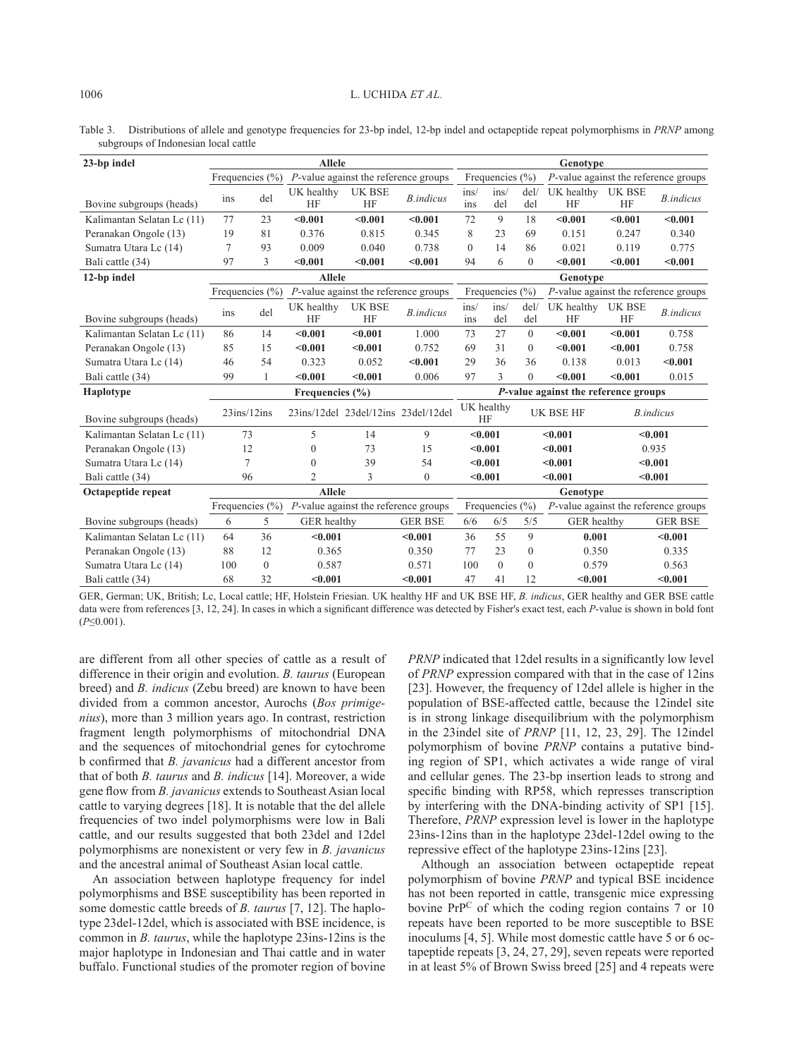Table 3. Distributions of allele and genotype frequencies for 23-bp indel, 12-bp indel and octapeptide repeat polymorphisms in *PRNP* among subgroups of Indonesian local cattle

| 23-bp indel | Allele | | | | | Genotype | | | | | |
|---|---|---|---|---|---|---|---|---|---|---|---|
| | Frequencies (%) | | *P*-value against the reference groups | | | Frequencies (%) | | | *P*-value against the reference groups | | |
| Bovine subgroups (heads) | ins | del | UK healthy HF | UK BSE HF | *B.indicus* | ins/ins | ins/del | del/del | UK healthy HF | UK BSE HF | *B.indicus* |
| Kalimantan Selatan Lc (11) | 77 | 23 | **<0.001** | **<0.001** | **<0.001** | 72 | 9 | 18 | **<0.001** | **<0.001** | **<0.001** |
| Peranakan Ongole (13) | 19 | 81 | 0.376 | 0.815 | 0.345 | 8 | 23 | 69 | 0.151 | 0.247 | 0.340 |
| Sumatra Utara Lc (14) | 7 | 93 | 0.009 | 0.040 | 0.738 | 0 | 14 | 86 | 0.021 | 0.119 | 0.775 |
| Bali cattle (34) | 97 | 3 | **<0.001** | **<0.001** | **<0.001** | 94 | 6 | 0 | **<0.001** | **<0.001** | **<0.001** |
| **12-bp indel** | **Allele** | | | | | **Genotype** | | | | | |
| | Frequencies (%) | | *P*-value against the reference groups | | | Frequencies (%) | | | *P*-value against the reference groups | | |
| Bovine subgroups (heads) | ins | del | UK healthy HF | UK BSE HF | *B.indicus* | ins/ins | ins/del | del/del | UK healthy HF | UK BSE HF | *B.indicus* |
| Kalimantan Selatan Lc (11) | 86 | 14 | **<0.001** | **<0.001** | 1.000 | 73 | 27 | 0 | **<0.001** | **<0.001** | 0.758 |
| Peranakan Ongole (13) | 85 | 15 | **<0.001** | **<0.001** | 0.752 | 69 | 31 | 0 | **<0.001** | **<0.001** | 0.758 |
| Sumatra Utara Lc (14) | 46 | 54 | 0.323 | 0.052 | **<0.001** | 29 | 36 | 36 | 0.138 | 0.013 | **<0.001** |
| Bali cattle (34) | 99 | 1 | **<0.001** | **<0.001** | 0.006 | 97 | 3 | 0 | **<0.001** | **<0.001** | 0.015 |
| **Haplotype** | **Frequencies (%)** | | | | | ***P*-value against the reference groups** | | | | | |
| Bovine subgroups (heads) | 23ins/12ins | | 23ins/12del | 23del/12ins | 23del/12del | UK healthy HF | | | UK BSE HF | | *B.indicus* |
| Kalimantan Selatan Lc (11) | 73 | | 5 | 14 | 9 | **<0.001** | | | **<0.001** | | **<0.001** |
| Peranakan Ongole (13) | 12 | | 0 | 73 | 15 | **<0.001** | | | **<0.001** | | 0.935 |
| Sumatra Utara Lc (14) | 7 | | 0 | 39 | 54 | **<0.001** | | | **<0.001** | | **<0.001** |
| Bali cattle (34) | 96 | | 2 | 3 | 0 | **<0.001** | | | **<0.001** | | **<0.001** |
| **Octapeptide repeat** | **Allele** | | | | | **Genotype** | | | | | |
| | Frequencies (%) | | *P*-value against the reference groups | | | Frequencies (%) | | | *P*-value against the reference groups | | |
| Bovine subgroups (heads) | 6 | 5 | GER healthy | | GER BSE | 6/6 | 6/5 | 5/5 | GER healthy | | GER BSE |
| Kalimantan Selatan Lc (11) | 64 | 36 | **<0.001** | | **<0.001** | 36 | 55 | 9 | **0.001** | | **<0.001** |
| Peranakan Ongole (13) | 88 | 12 | 0.365 | | 0.350 | 77 | 23 | 0 | 0.350 | | 0.335 |
| Sumatra Utara Lc (14) | 100 | 0 | 0.587 | | 0.571 | 100 | 0 | 0 | 0.579 | | 0.563 |
| Bali cattle (34) | 68 | 32 | **<0.001** | | **<0.001** | 47 | 41 | 12 | **<0.001** | | **<0.001** |

GER, German; UK, British; Lc, Local cattle; HF, Holstein Friesian. UK healthy HF and UK BSE HF, *B. indicus*, GER healthy and GER BSE cattle data were from references [3, 12, 24]. In cases in which a significant difference was detected by Fisher's exact test, each *P*-value is shown in bold font ($P \leq 0.001$).

are different from all other species of cattle as a result of difference in their origin and evolution. *B. taurus* (European breed) and *B. indicus* (Zebu breed) are known to have been divided from a common ancestor, Aurochs (*Bos primigenius*), more than 3 million years ago. In contrast, restriction fragment length polymorphisms of mitochondrial DNA and the sequences of mitochondrial genes for cytochrome b confirmed that *B. javanicus* had a different ancestor from that of both *B. taurus* and *B. indicus* [14]. Moreover, a wide gene flow from *B. javanicus* extends to Southeast Asian local cattle to varying degrees [18]. It is notable that the del allele frequencies of two indel polymorphisms were low in Bali cattle, and our results suggested that both 23del and 12del polymorphisms are nonexistent or very few in *B. javanicus* and the ancestral animal of Southeast Asian local cattle.

An association between haplotype frequency for indel polymorphisms and BSE susceptibility has been reported in some domestic cattle breeds of *B. taurus* [7, 12]. The haplotype 23del-12del, which is associated with BSE incidence, is common in *B. taurus*, while the haplotype 23ins-12ins is the major haplotype in Indonesian and Thai cattle and in water buffalo. Functional studies of the promoter region of bovine *PRNP* indicated that 12del results in a significantly low level of *PRNP* expression compared with that in the case of 12ins [23]. However, the frequency of 12del allele is higher in the population of BSE-affected cattle, because the 12indel site is in strong linkage disequilibrium with the polymorphism in the 23indel site of *PRNP* [11, 12, 23, 29]. The 12indel polymorphism of bovine *PRNP* contains a putative binding region of SP1, which activates a wide range of viral and cellular genes. The 23-bp insertion leads to strong and specific binding with RP58, which represses transcription by interfering with the DNA-binding activity of SP1 [15]. Therefore, *PRNP* expression level is lower in the haplotype 23ins-12ins than in the haplotype 23del-12del owing to the repressive effect of the haplotype 23ins-12ins [23].

Although an association between octapeptide repeat polymorphism of bovine *PRNP* and typical BSE incidence has not been reported in cattle, transgenic mice expressing bovine $PrP^C$ of which the coding region contains 7 or 10 repeats have been reported to be more susceptible to BSE inoculums [4, 5]. While most domestic cattle have 5 or 6 octapeptide repeats [3, 24, 27, 29], seven repeats were reported in at least 5% of Brown Swiss breed [25] and 4 repeats were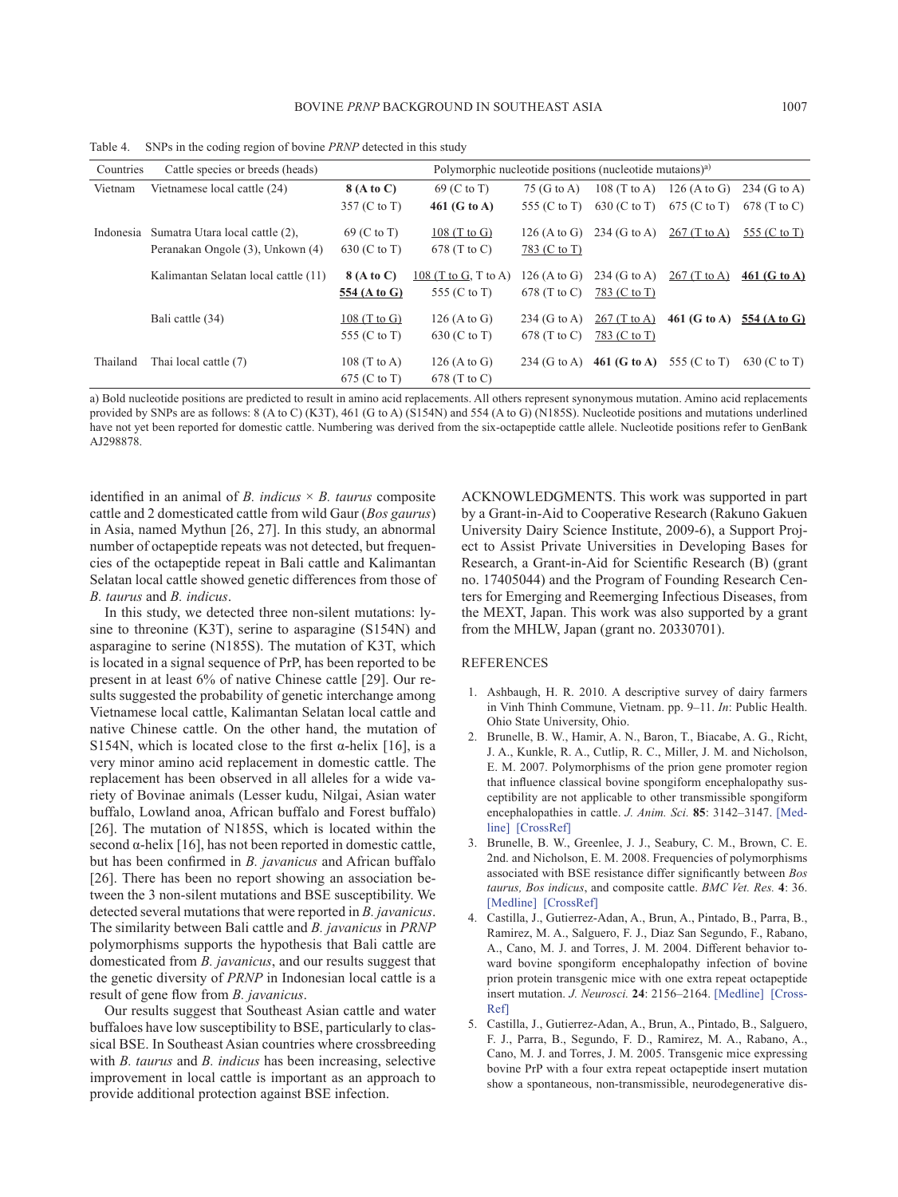Table 4. SNPs in the coding region of bovine *PRNP* detected in this study

| Countries | Cattle species or breeds (heads) | Polymorphic nucleotide positions (nucleotide mutaions)[a)] | | | | | |
|---|---|---|---|---|---|---|---|
| Vietnam | Vietnamese local cattle (24) | **8 (A to C)** | 69 (C to T) | 75 (G to A) | 108 (T to A) | 126 (A to G) | 234 (G to A) |
| | | 357 (C to T) | **461 (G to A)** | 555 (C to T) | 630 (C to T) | 675 (C to T) | 678 (T to C) |
| Indonesia | Sumatra Utara local cattle (2), Peranakan Ongole (3), Unkown (4) | 69 (C to T) | 108 (T to G) | 126 (A to G) | 234 (G to A) | 267 (T to A) | 555 (C to T) |
| | | 630 (C to T) | 678 (T to C) | 783 (C to T) | | | |
| | Kalimantan Selatan local cattle (11) | **8 (A to C)** | 108 (T to G, T to A) | 126 (A to G) | 234 (G to A) | 267 (T to A) | **461 (G to A)** |
| | | **554 (A to G)** | 555 (C to T) | 678 (T to C) | 783 (C to T) | | |
| | Bali cattle (34) | 108 (T to G) | 126 (A to G) | 234 (G to A) | 267 (T to A) | **461 (G to A)** | **554 (A to G)** |
| | | 555 (C to T) | 630 (C to T) | 678 (T to C) | 783 (C to T) | | |
| Thailand | Thai local cattle (7) | 108 (T to A) | 126 (A to G) | 234 (G to A) | **461 (G to A)** | 555 (C to T) | 630 (C to T) |
| | | 675 (C to T) | 678 (T to C) | | | | |

a) Bold nucleotide positions are predicted to result in amino acid replacements. All others represent synonymous mutation. Amino acid replacements provided by SNPs are as follows: 8 (A to C) (K3T), 461 (G to A) (S154N) and 554 (A to G) (N185S). Nucleotide positions and mutations underlined have not yet been reported for domestic cattle. Numbering was derived from the six-octapeptide cattle allele. Nucleotide positions refer to GenBank AJ298878.

identified in an animal of *B. indicus* × *B. taurus* composite cattle and 2 domesticated cattle from wild Gaur (*Bos gaurus*) in Asia, named Mythun [26, 27]. In this study, an abnormal number of octapeptide repeats was not detected, but frequencies of the octapeptide repeat in Bali cattle and Kalimantan Selatan local cattle showed genetic differences from those of *B. taurus* and *B. indicus*.

In this study, we detected three non-silent mutations: lysine to threonine (K3T), serine to asparagine (S154N) and asparagine to serine (N185S). The mutation of K3T, which is located in a signal sequence of PrP, has been reported to be present in at least 6% of native Chinese cattle [29]. Our results suggested the probability of genetic interchange among Vietnamese local cattle, Kalimantan Selatan local cattle and native Chinese cattle. On the other hand, the mutation of S154N, which is located close to the first α-helix [16], is a very minor amino acid replacement in domestic cattle. The replacement has been observed in all alleles for a wide variety of Bovinae animals (Lesser kudu, Nilgai, Asian water buffalo, Lowland anoa, African buffalo and Forest buffalo) [26]. The mutation of N185S, which is located within the second α-helix [16], has not been reported in domestic cattle, but has been confirmed in *B. javanicus* and African buffalo [26]. There has been no report showing an association between the 3 non-silent mutations and BSE susceptibility. We detected several mutations that were reported in *B. javanicus*. The similarity between Bali cattle and *B. javanicus* in *PRNP* polymorphisms supports the hypothesis that Bali cattle are domesticated from *B. javanicus*, and our results suggest that the genetic diversity of *PRNP* in Indonesian local cattle is a result of gene flow from *B. javanicus*.

Our results suggest that Southeast Asian cattle and water buffaloes have low susceptibility to BSE, particularly to classical BSE. In Southeast Asian countries where crossbreeding with *B. taurus* and *B. indicus* has been increasing, selective improvement in local cattle is important as an approach to provide additional protection against BSE infection.

ACKNOWLEDGMENTS. This work was supported in part by a Grant-in-Aid to Cooperative Research (Rakuno Gakuen University Dairy Science Institute, 2009-6), a Support Project to Assist Private Universities in Developing Bases for Research, a Grant-in-Aid for Scientific Research (B) (grant no. 17405044) and the Program of Founding Research Centers for Emerging and Reemerging Infectious Diseases, from the MEXT, Japan. This work was also supported by a grant from the MHLW, Japan (grant no. 20330701).

## REFERENCES

1. Ashbaugh, H. R. 2010. A descriptive survey of dairy farmers in Vinh Thinh Commune, Vietnam. pp. 9–11. *In*: Public Health. Ohio State University, Ohio.
2. Brunelle, B. W., Hamir, A. N., Baron, T., Biacabe, A. G., Richt, J. A., Kunkle, R. A., Cutlip, R. C., Miller, J. M. and Nicholson, E. M. 2007. Polymorphisms of the prion gene promoter region that influence classical bovine spongiform encephalopathy susceptibility are not applicable to other transmissible spongiform encephalopathies in cattle. *J. Anim. Sci.* **85**: 3142–3147. [Medline] [CrossRef]
3. Brunelle, B. W., Greenlee, J. J., Seabury, C. M., Brown, C. E. 2nd. and Nicholson, E. M. 2008. Frequencies of polymorphisms associated with BSE resistance differ significantly between *Bos taurus, Bos indicus*, and composite cattle. *BMC Vet. Res.* **4**: 36. [Medline] [CrossRef]
4. Castilla, J., Gutierrez-Adan, A., Brun, A., Pintado, B., Parra, B., Ramirez, M. A., Salguero, F. J., Diaz San Segundo, F., Rabano, A., Cano, M. J. and Torres, J. M. 2004. Different behavior toward bovine spongiform encephalopathy infection of bovine prion protein transgenic mice with one extra repeat octapeptide insert mutation. *J. Neurosci.* **24**: 2156–2164. [Medline] [CrossRef]
5. Castilla, J., Gutierrez-Adan, A., Brun, A., Pintado, B., Salguero, F. J., Parra, B., Segundo, F. D., Ramirez, M. A., Rabano, A., Cano, M. J. and Torres, J. M. 2005. Transgenic mice expressing bovine PrP with a four extra repeat octapeptide insert mutation show a spontaneous, non-transmissible, neurodegenerative dis-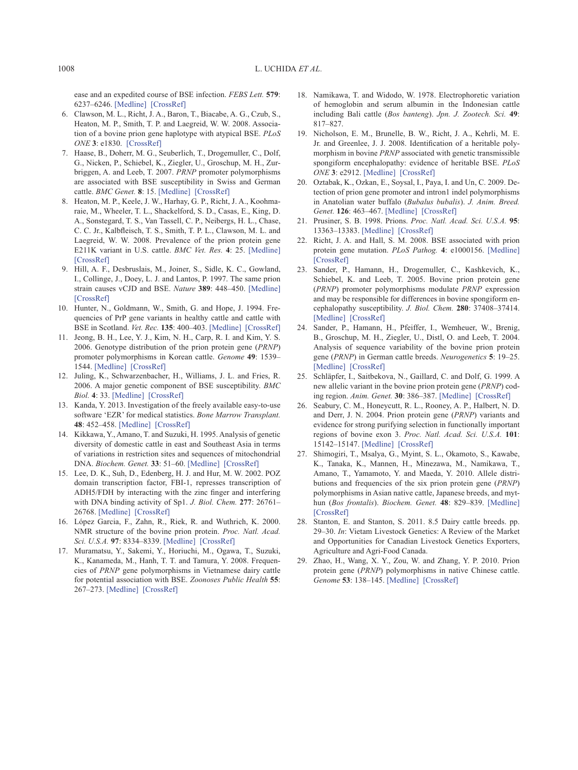ease and an expedited course of BSE infection. *FEBS Lett.* **579**: 6237–6246. [Medline] [CrossRef]

6. Clawson, M. L., Richt, J. A., Baron, T., Biacabe, A. G., Czub, S., Heaton, M. P., Smith, T. P. and Laegreid, W. W. 2008. Association of a bovine prion gene haplotype with atypical BSE. *PLoS ONE* **3**: e1830. [CrossRef]
7. Haase, B., Doherr, M. G., Seuberlich, T., Drogemuller, C., Dolf, G., Nicken, P., Schiebel, K., Ziegler, U., Groschup, M. H., Zurbriggen, A. and Leeb, T. 2007. *PRNP* promoter polymorphisms are associated with BSE susceptibility in Swiss and German cattle. *BMC Genet.* **8**: 15. [Medline] [CrossRef]
8. Heaton, M. P., Keele, J. W., Harhay, G. P., Richt, J. A., Koohmaraie, M., Wheeler, T. L., Shackelford, S. D., Casas, E., King, D. A., Sonstegard, T. S., Van Tassell, C. P., Neibergs, H. L., Chase, C. C. Jr., Kalbfleisch, T. S., Smith, T. P. L., Clawson, M. L. and Laegreid, W. W. 2008. Prevalence of the prion protein gene E211K variant in U.S. cattle. *BMC Vet. Res.* **4**: 25. [Medline] [CrossRef]
9. Hill, A. F., Desbruslais, M., Joiner, S., Sidle, K. C., Gowland, I., Collinge, J., Doey, L. J. and Lantos, P. 1997. The same prion strain causes vCJD and BSE. *Nature* **389**: 448–450. [Medline] [CrossRef]
10. Hunter, N., Goldmann, W., Smith, G. and Hope, J. 1994. Frequencies of PrP gene variants in healthy cattle and cattle with BSE in Scotland. *Vet. Rec.* **135**: 400–403. [Medline] [CrossRef]
11. Jeong, B. H., Lee, Y. J., Kim, N. H., Carp, R. I. and Kim, Y. S. 2006. Genotype distribution of the prion protein gene (*PRNP*) promoter polymorphisms in Korean cattle. *Genome* **49**: 1539–1544. [Medline] [CrossRef]
12. Juling, K., Schwarzenbacher, H., Williams, J. L. and Fries, R. 2006. A major genetic component of BSE susceptibility. *BMC Biol.* **4**: 33. [Medline] [CrossRef]
13. Kanda, Y. 2013. Investigation of the freely available easy-to-use software 'EZR' for medical statistics. *Bone Marrow Transplant.* **48**: 452–458. [Medline] [CrossRef]
14. Kikkawa, Y., Amano, T. and Suzuki, H. 1995. Analysis of genetic diversity of domestic cattle in east and Southeast Asia in terms of variations in restriction sites and sequences of mitochondrial DNA. *Biochem. Genet.* **33**: 51–60. [Medline] [CrossRef]
15. Lee, D. K., Suh, D., Edenberg, H. J. and Hur, M. W. 2002. POZ domain transcription factor, FBI-1, represses transcription of ADH5/FDH by interacting with the zinc finger and interfering with DNA binding activity of Sp1. *J. Biol. Chem.* **277**: 26761–26768. [Medline] [CrossRef]
16. López Garcia, F., Zahn, R., Riek, R. and Wuthrich, K. 2000. NMR structure of the bovine prion protein. *Proc. Natl. Acad. Sci. U.S.A.* **97**: 8334–8339. [Medline] [CrossRef]
17. Muramatsu, Y., Sakemi, Y., Horiuchi, M., Ogawa, T., Suzuki, K., Kanameda, M., Hanh, T. T. and Tamura, Y. 2008. Frequencies of *PRNP* gene polymorphisms in Vietnamese dairy cattle for potential association with BSE. *Zoonoses Public Health* **55**: 267–273. [Medline] [CrossRef]
18. Namikawa, T. and Widodo, W. 1978. Electrophoretic variation of hemoglobin and serum albumin in the Indonesian cattle including Bali cattle (*Bos banteng*). *Jpn. J. Zootech. Sci.* **49**: 817–827.
19. Nicholson, E. M., Brunelle, B. W., Richt, J. A., Kehrli, M. E. Jr. and Greenlee, J. J. 2008. Identification of a heritable polymorphism in bovine *PRNP* associated with genetic transmissible spongiform encephalopathy: evidence of heritable BSE. *PLoS ONE* **3**: e2912. [Medline] [CrossRef]
20. Oztabak, K., Ozkan, E., Soysal, I., Paya, I. and Un, C. 2009. Detection of prion gene promoter and intron1 indel polymorphisms in Anatolian water buffalo (*Bubalus bubalis*). *J. Anim. Breed. Genet.* **126**: 463–467. [Medline] [CrossRef]
21. Prusiner, S. B. 1998. Prions. *Proc. Natl. Acad. Sci. U.S.A.* **95**: 13363–13383. [Medline] [CrossRef]
22. Richt, J. A. and Hall, S. M. 2008. BSE associated with prion protein gene mutation. *PLoS Pathog.* **4**: e1000156. [Medline] [CrossRef]
23. Sander, P., Hamann, H., Drogemuller, C., Kashkevich, K., Schiebel, K. and Leeb, T. 2005. Bovine prion protein gene (*PRNP*) promoter polymorphisms modulate *PRNP* expression and may be responsible for differences in bovine spongiform encephalopathy susceptibility. *J. Biol. Chem.* **280**: 37408–37414. [Medline] [CrossRef]
24. Sander, P., Hamann, H., Pfeiffer, I., Wemheuer, W., Brenig, B., Groschup, M. H., Ziegler, U., Distl, O. and Leeb, T. 2004. Analysis of sequence variability of the bovine prion protein gene (*PRNP*) in German cattle breeds. *Neurogenetics* **5**: 19–25. [Medline] [CrossRef]
25. Schläpfer, I., Saitbekova, N., Gaillard, C. and Dolf, G. 1999. A new allelic variant in the bovine prion protein gene (*PRNP*) coding region. *Anim. Genet.* **30**: 386–387. [Medline] [CrossRef]
26. Seabury, C. M., Honeycutt, R. L., Rooney, A. P., Halbert, N. D. and Derr, J. N. 2004. Prion protein gene (*PRNP*) variants and evidence for strong purifying selection in functionally important regions of bovine exon 3. *Proc. Natl. Acad. Sci. U.S.A.* **101**: 15142–15147. [Medline] [CrossRef]
27. Shimogiri, T., Msalya, G., Myint, S. L., Okamoto, S., Kawabe, K., Tanaka, K., Mannen, H., Minezawa, M., Namikawa, T., Amano, T., Yamamoto, Y. and Maeda, Y. 2010. Allele distributions and frequencies of the six prion protein gene (*PRNP*) polymorphisms in Asian native cattle, Japanese breeds, and mythun (*Bos frontalis*). *Biochem. Genet.* **48**: 829–839. [Medline] [CrossRef]
28. Stanton, E. and Stanton, S. 2011. 8.5 Dairy cattle breeds. pp. 29–30. *In*: Vietam Livestock Genetics: A Review of the Market and Opportunities for Canadian Livestock Genetics Exporters, Agriculture and Agri-Food Canada.
29. Zhao, H., Wang, X. Y., Zou, W. and Zhang, Y. P. 2010. Prion protein gene (*PRNP*) polymorphisms in native Chinese cattle. *Genome* **53**: 138–145. [Medline] [CrossRef]